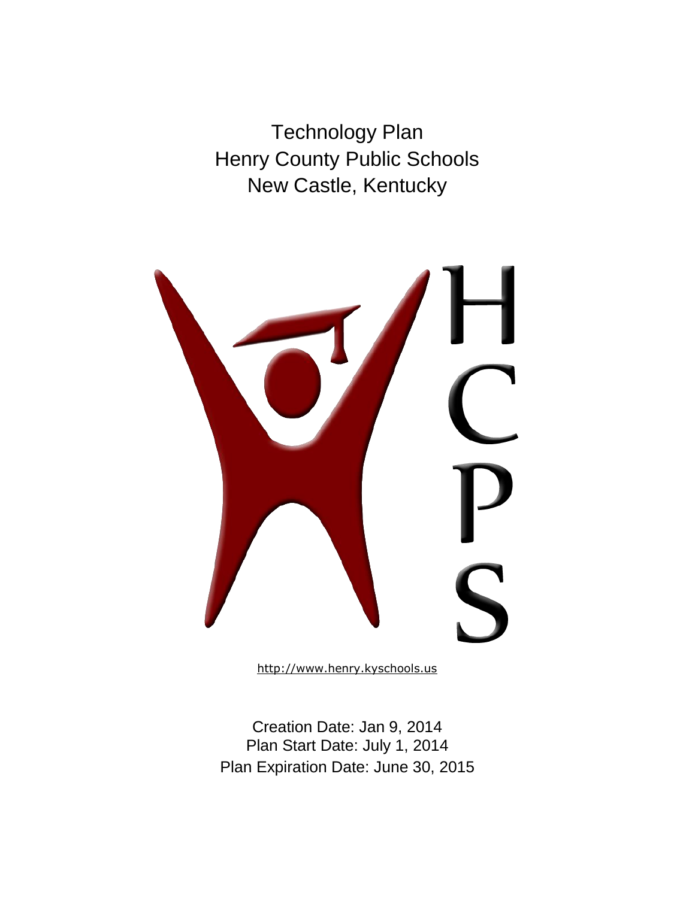# Technology Plan
# Henry County Public Schools
# New Castle, Kentucky

HCPS

http://www.henry.kyschools.us

Creation Date: Jan 9, 2014
Plan Start Date: July 1, 2014
Plan Expiration Date: June 30, 2015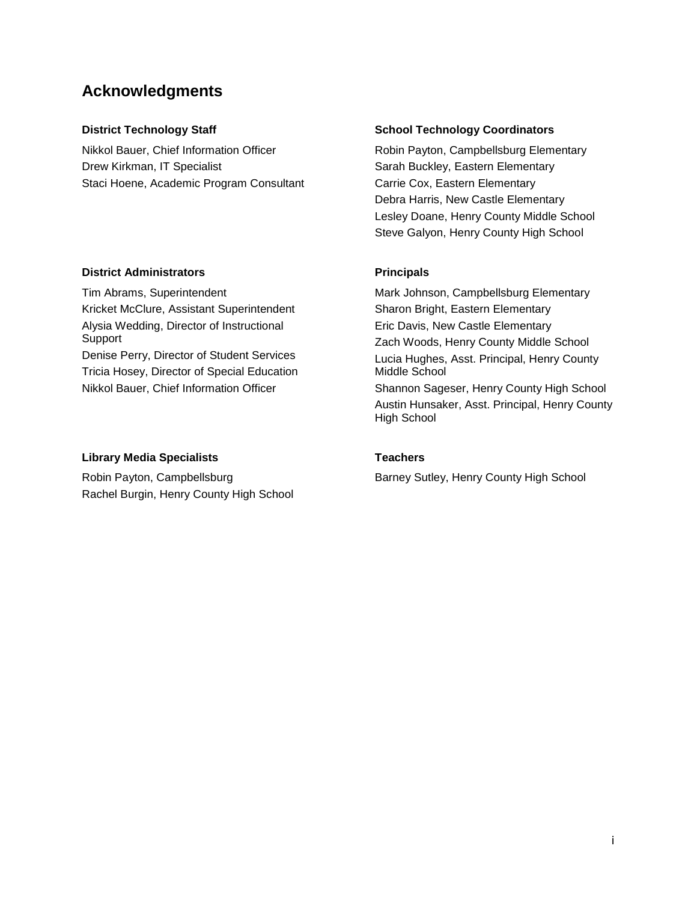## Acknowledgments

### District Technology Staff

Nikkol Bauer, Chief Information Officer
Drew Kirkman, IT Specialist
Staci Hoene, Academic Program Consultant

### School Technology Coordinators

Robin Payton, Campbellsburg Elementary
Sarah Buckley, Eastern Elementary
Carrie Cox, Eastern Elementary
Debra Harris, New Castle Elementary
Lesley Doane, Henry County Middle School
Steve Galyon, Henry County High School

### District Administrators

Tim Abrams, Superintendent
Kricket McClure, Assistant Superintendent
Alysia Wedding, Director of Instructional Support
Denise Perry, Director of Student Services
Tricia Hosey, Director of Special Education
Nikkol Bauer, Chief Information Officer

### Principals

Mark Johnson, Campbellsburg Elementary
Sharon Bright, Eastern Elementary
Eric Davis, New Castle Elementary
Zach Woods, Henry County Middle School
Lucia Hughes, Asst. Principal, Henry County Middle School
Shannon Sageser, Henry County High School
Austin Hunsaker, Asst. Principal, Henry County High School

### Library Media Specialists

Robin Payton, Campbellsburg
Rachel Burgin, Henry County High School

### Teachers

Barney Sutley, Henry County High School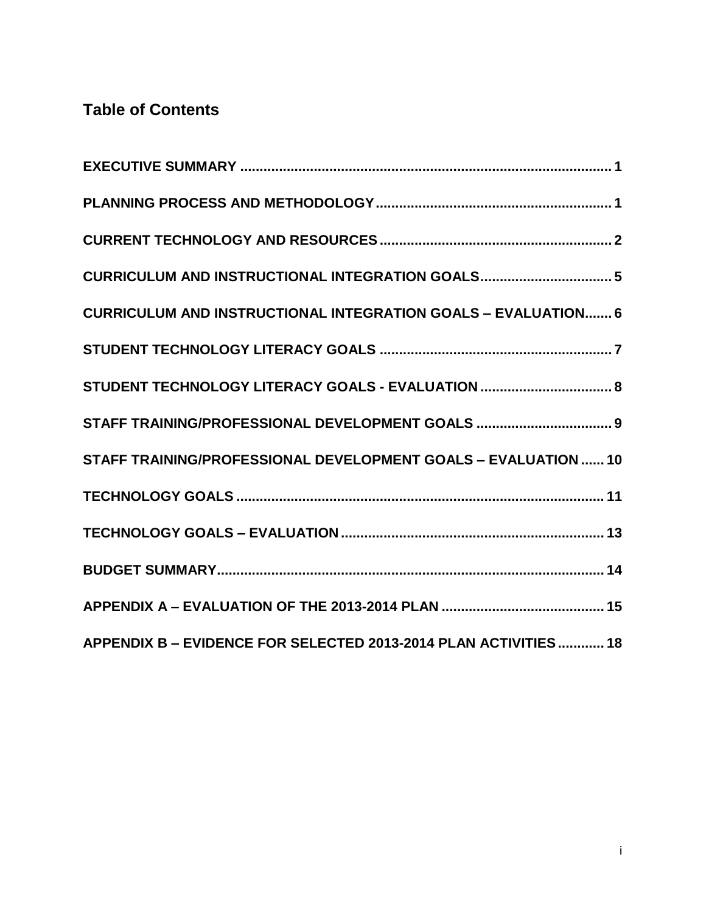## Table of Contents

**EXECUTIVE SUMMARY ........................................................................................... 1**

**PLANNING PROCESS AND METHODOLOGY ........................................................ 1**

**CURRENT TECHNOLOGY AND RESOURCES ...................................................... 2**

**CURRICULUM AND INSTRUCTIONAL INTEGRATION GOALS ............................. 5**

**CURRICULUM AND INSTRUCTIONAL INTEGRATION GOALS – EVALUATION ....... 6**

**STUDENT TECHNOLOGY LITERACY GOALS ....................................................... 7**

**STUDENT TECHNOLOGY LITERACY GOALS - EVALUATION ................................ 8**

**STAFF TRAINING/PROFESSIONAL DEVELOPMENT GOALS ................................. 9**

**STAFF TRAINING/PROFESSIONAL DEVELOPMENT GOALS – EVALUATION ...... 10**

**TECHNOLOGY GOALS ........................................................................................ 11**

**TECHNOLOGY GOALS – EVALUATION ............................................................... 13**

**BUDGET SUMMARY ............................................................................................ 14**

**APPENDIX A – EVALUATION OF THE 2013-2014 PLAN ........................................ 15**

**APPENDIX B – EVIDENCE FOR SELECTED 2013-2014 PLAN ACTIVITIES ............ 18**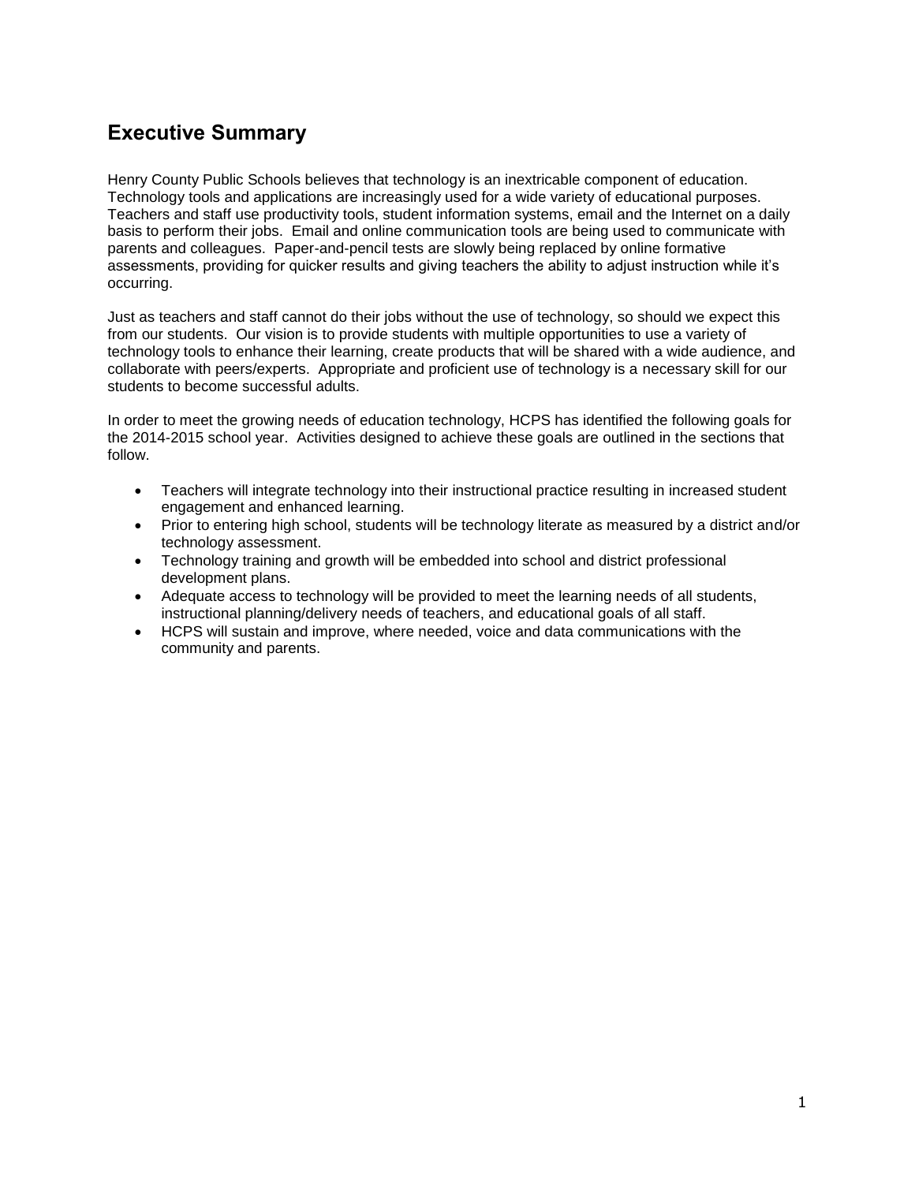## Executive Summary

Henry County Public Schools believes that technology is an inextricable component of education. Technology tools and applications are increasingly used for a wide variety of educational purposes. Teachers and staff use productivity tools, student information systems, email and the Internet on a daily basis to perform their jobs. Email and online communication tools are being used to communicate with parents and colleagues. Paper-and-pencil tests are slowly being replaced by online formative assessments, providing for quicker results and giving teachers the ability to adjust instruction while it's occurring.

Just as teachers and staff cannot do their jobs without the use of technology, so should we expect this from our students. Our vision is to provide students with multiple opportunities to use a variety of technology tools to enhance their learning, create products that will be shared with a wide audience, and collaborate with peers/experts. Appropriate and proficient use of technology is a necessary skill for our students to become successful adults.

In order to meet the growing needs of education technology, HCPS has identified the following goals for the 2014-2015 school year. Activities designed to achieve these goals are outlined in the sections that follow.

- Teachers will integrate technology into their instructional practice resulting in increased student engagement and enhanced learning.
- Prior to entering high school, students will be technology literate as measured by a district and/or technology assessment.
- Technology training and growth will be embedded into school and district professional development plans.
- Adequate access to technology will be provided to meet the learning needs of all students, instructional planning/delivery needs of teachers, and educational goals of all staff.
- HCPS will sustain and improve, where needed, voice and data communications with the community and parents.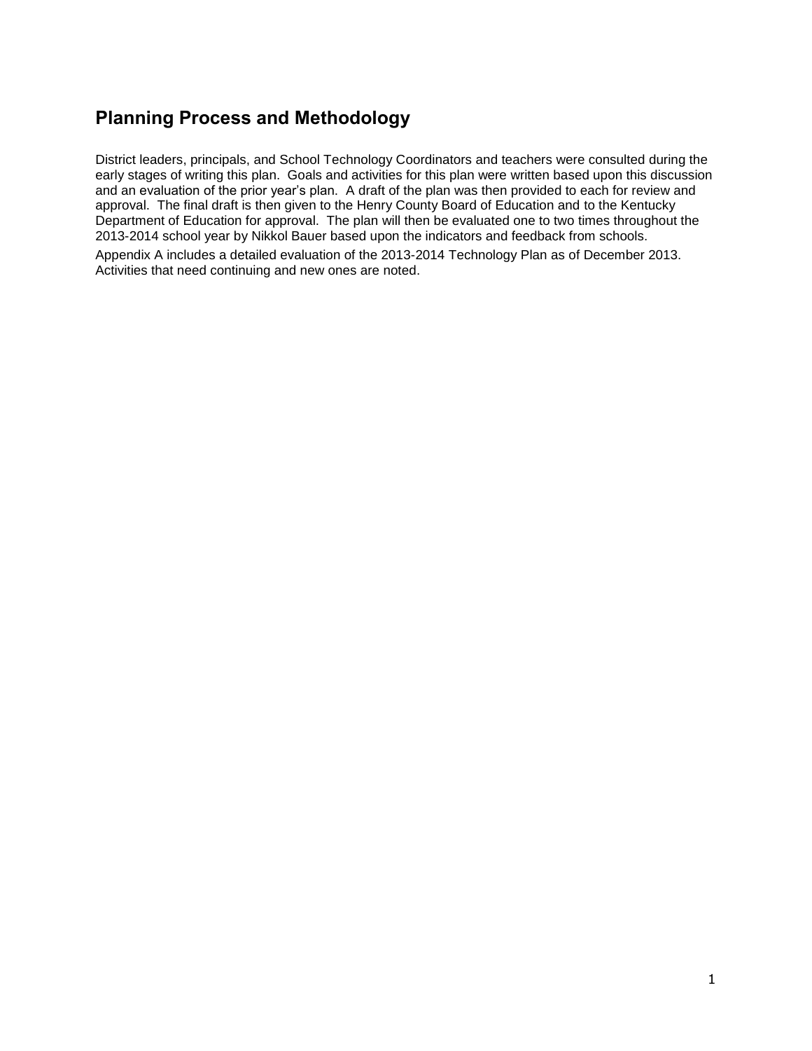## Planning Process and Methodology

District leaders, principals, and School Technology Coordinators and teachers were consulted during the early stages of writing this plan. Goals and activities for this plan were written based upon this discussion and an evaluation of the prior year's plan. A draft of the plan was then provided to each for review and approval. The final draft is then given to the Henry County Board of Education and to the Kentucky Department of Education for approval. The plan will then be evaluated one to two times throughout the 2013-2014 school year by Nikkol Bauer based upon the indicators and feedback from schools.

Appendix A includes a detailed evaluation of the 2013-2014 Technology Plan as of December 2013. Activities that need continuing and new ones are noted.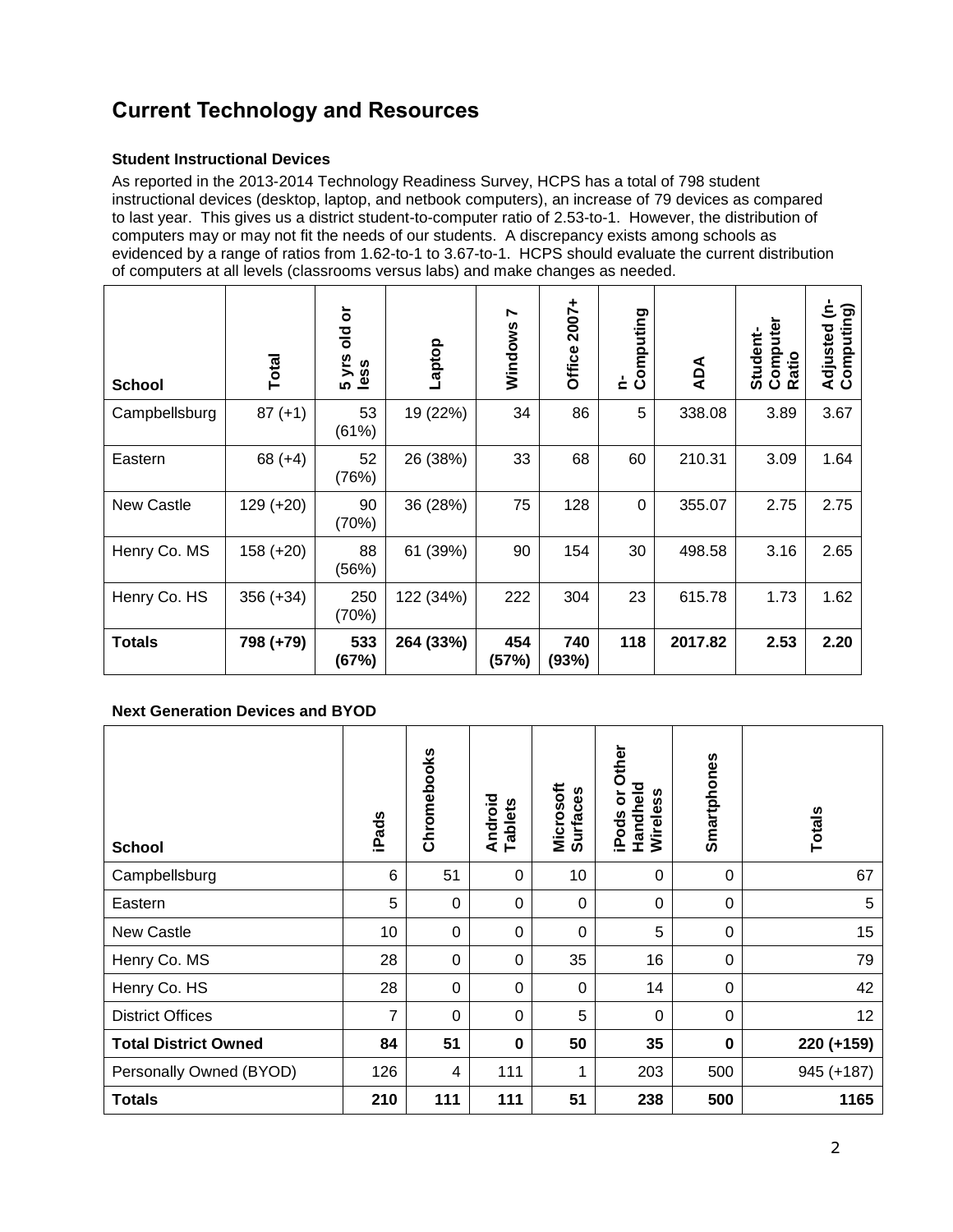## Current Technology and Resources

### Student Instructional Devices

As reported in the 2013-2014 Technology Readiness Survey, HCPS has a total of 798 student instructional devices (desktop, laptop, and netbook computers), an increase of 79 devices as compared to last year. This gives us a district student-to-computer ratio of 2.53-to-1. However, the distribution of computers may or may not fit the needs of our students. A discrepancy exists among schools as evidenced by a range of ratios from 1.62-to-1 to 3.67-to-1. HCPS should evaluate the current distribution of computers at all levels (classrooms versus labs) and make changes as needed.

| School | Total | 5 yrs old or less | Laptop | Windows 7 | Office 2007+ | n-Computing | ADA | Student-Computer Ratio | Adjusted (n-Computing) |
|---|---|---|---|---|---|---|---|---|---|
| Campbellsburg | 87 (+1) | 53 (61%) | 19 (22%) | 34 | 86 | 5 | 338.08 | 3.89 | 3.67 |
| Eastern | 68 (+4) | 52 (76%) | 26 (38%) | 33 | 68 | 60 | 210.31 | 3.09 | 1.64 |
| New Castle | 129 (+20) | 90 (70%) | 36 (28%) | 75 | 128 | 0 | 355.07 | 2.75 | 2.75 |
| Henry Co. MS | 158 (+20) | 88 (56%) | 61 (39%) | 90 | 154 | 30 | 498.58 | 3.16 | 2.65 |
| Henry Co. HS | 356 (+34) | 250 (70%) | 122 (34%) | 222 | 304 | 23 | 615.78 | 1.73 | 1.62 |
| **Totals** | **798 (+79)** | **533 (67%)** | **264 (33%)** | **454 (57%)** | **740 (93%)** | **118** | **2017.82** | **2.53** | **2.20** |

### Next Generation Devices and BYOD

| School | iPads | Chromebooks | Android Tablets | Microsoft Surfaces | iPods or Other Handheld Wireless | Smartphones | Totals |
|---|---|---|---|---|---|---|---|
| Campbellsburg | 6 | 51 | 0 | 10 | 0 | 0 | 67 |
| Eastern | 5 | 0 | 0 | 0 | 0 | 0 | 5 |
| New Castle | 10 | 0 | 0 | 0 | 5 | 0 | 15 |
| Henry Co. MS | 28 | 0 | 0 | 35 | 16 | 0 | 79 |
| Henry Co. HS | 28 | 0 | 0 | 0 | 14 | 0 | 42 |
| District Offices | 7 | 0 | 0 | 5 | 0 | 0 | 12 |
| **Total District Owned** | **84** | **51** | **0** | **50** | **35** | **0** | **220 (+159)** |
| Personally Owned (BYOD) | 126 | 4 | 111 | 1 | 203 | 500 | 945 (+187) |
| **Totals** | **210** | **111** | **111** | **51** | **238** | **500** | **1165** |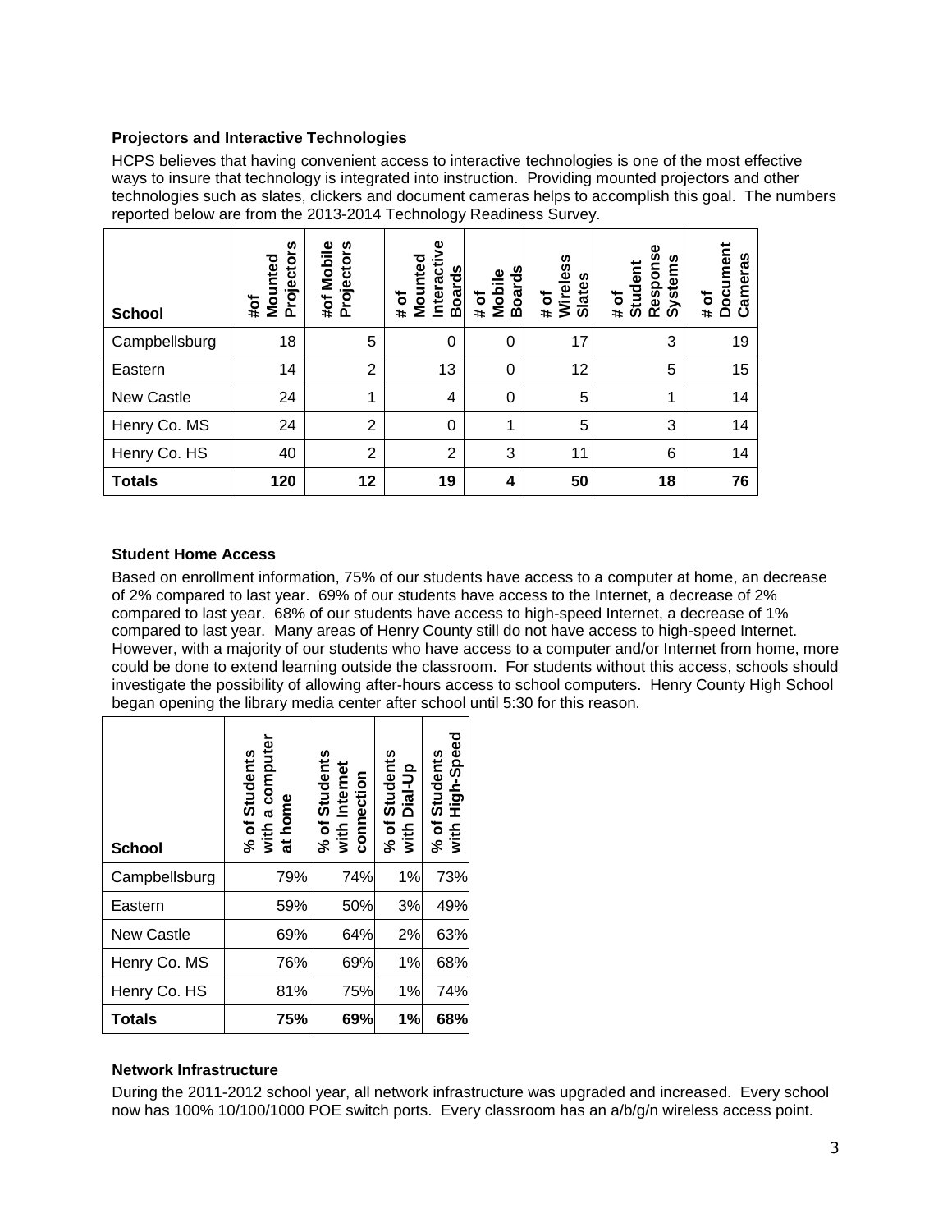### Projectors and Interactive Technologies

HCPS believes that having convenient access to interactive technologies is one of the most effective ways to insure that technology is integrated into instruction. Providing mounted projectors and other technologies such as slates, clickers and document cameras helps to accomplish this goal. The numbers reported below are from the 2013-2014 Technology Readiness Survey.

| School | #of Mounted Projectors | #of Mobile Projectors | # of Mounted Interactive Boards | # of Mobile Boards | # of Wireless Slates | # of Student Response Systems | # of Document Cameras |
|---|---|---|---|---|---|---|---|
| Campbellsburg | 18 | 5 | 0 | 0 | 17 | 3 | 19 |
| Eastern | 14 | 2 | 13 | 0 | 12 | 5 | 15 |
| New Castle | 24 | 1 | 4 | 0 | 5 | 1 | 14 |
| Henry Co. MS | 24 | 2 | 0 | 1 | 5 | 3 | 14 |
| Henry Co. HS | 40 | 2 | 2 | 3 | 11 | 6 | 14 |
| **Totals** | **120** | **12** | **19** | **4** | **50** | **18** | **76** |

### Student Home Access

Based on enrollment information, 75% of our students have access to a computer at home, an decrease of 2% compared to last year. 69% of our students have access to the Internet, a decrease of 2% compared to last year. 68% of our students have access to high-speed Internet, a decrease of 1% compared to last year. Many areas of Henry County still do not have access to high-speed Internet. However, with a majority of our students who have access to a computer and/or Internet from home, more could be done to extend learning outside the classroom. For students without this access, schools should investigate the possibility of allowing after-hours access to school computers. Henry County High School began opening the library media center after school until 5:30 for this reason.

| School | % of Students with a computer at home | % of Students with Internet connection | % of Students with Dial-Up | % of Students with High-Speed |
|---|---|---|---|---|
| Campbellsburg | 79% | 74% | 1% | 73% |
| Eastern | 59% | 50% | 3% | 49% |
| New Castle | 69% | 64% | 2% | 63% |
| Henry Co. MS | 76% | 69% | 1% | 68% |
| Henry Co. HS | 81% | 75% | 1% | 74% |
| **Totals** | **75%** | **69%** | **1%** | **68%** |

### Network Infrastructure

During the 2011-2012 school year, all network infrastructure was upgraded and increased. Every school now has 100% 10/100/1000 POE switch ports. Every classroom has an a/b/g/n wireless access point.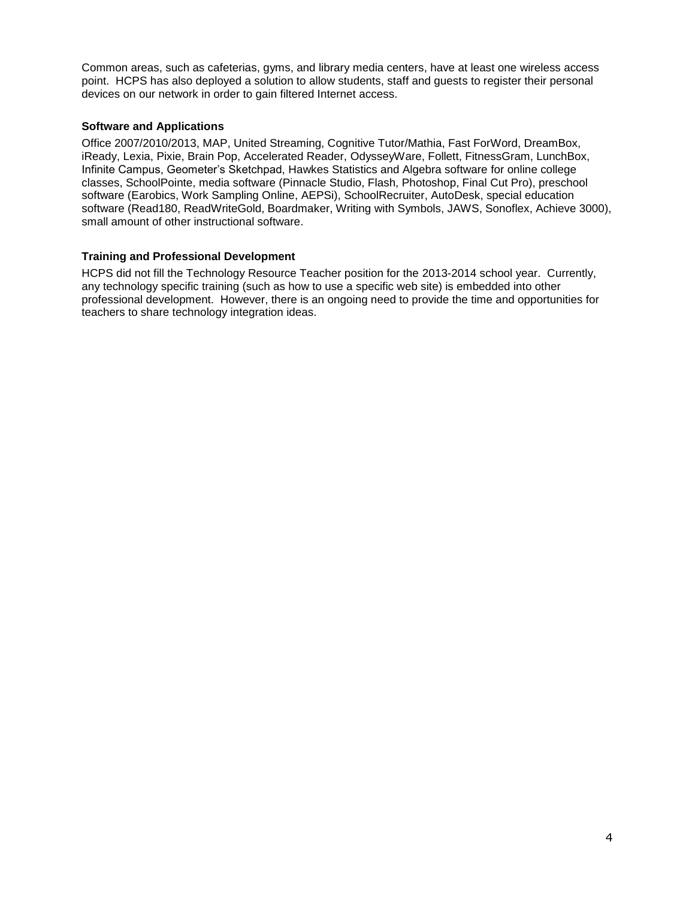Common areas, such as cafeterias, gyms, and library media centers, have at least one wireless access point. HCPS has also deployed a solution to allow students, staff and guests to register their personal devices on our network in order to gain filtered Internet access.

**Software and Applications**

Office 2007/2010/2013, MAP, United Streaming, Cognitive Tutor/Mathia, Fast ForWord, DreamBox, iReady, Lexia, Pixie, Brain Pop, Accelerated Reader, OdysseyWare, Follett, FitnessGram, LunchBox, Infinite Campus, Geometer's Sketchpad, Hawkes Statistics and Algebra software for online college classes, SchoolPointe, media software (Pinnacle Studio, Flash, Photoshop, Final Cut Pro), preschool software (Earobics, Work Sampling Online, AEPSi), SchoolRecruiter, AutoDesk, special education software (Read180, ReadWriteGold, Boardmaker, Writing with Symbols, JAWS, Sonoflex, Achieve 3000), small amount of other instructional software.

**Training and Professional Development**

HCPS did not fill the Technology Resource Teacher position for the 2013-2014 school year. Currently, any technology specific training (such as how to use a specific web site) is embedded into other professional development. However, there is an ongoing need to provide the time and opportunities for teachers to share technology integration ideas.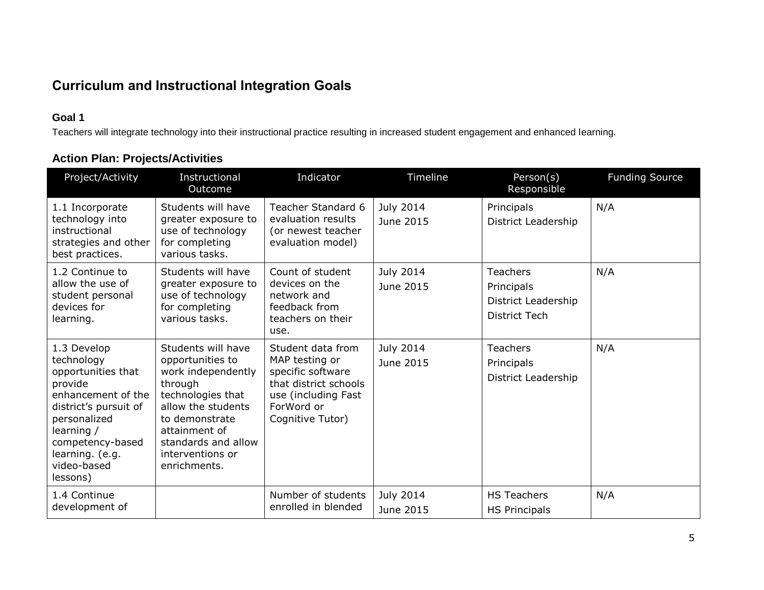## Curriculum and Instructional Integration Goals

### Goal 1

Teachers will integrate technology into their instructional practice resulting in increased student engagement and enhanced learning.

### Action Plan: Projects/Activities

| Project/Activity | Instructional Outcome | Indicator | Timeline | Person(s) Responsible | Funding Source |
|---|---|---|---|---|---|
| 1.1 Incorporate technology into instructional strategies and other best practices. | Students will have greater exposure to use of technology for completing various tasks. | Teacher Standard 6 evaluation results (or newest teacher evaluation model) | July 2014<br>June 2015 | Principals<br>District Leadership | N/A |
| 1.2 Continue to allow the use of student personal devices for learning. | Students will have greater exposure to use of technology for completing various tasks. | Count of student devices on the network and feedback from teachers on their use. | July 2014<br>June 2015 | Teachers<br>Principals<br>District Leadership<br>District Tech | N/A |
| 1.3 Develop technology opportunities that provide enhancement of the district's pursuit of personalized learning / competency-based learning. (e.g. video-based lessons) | Students will have opportunities to work independently through technologies that allow the students to demonstrate attainment of standards and allow interventions or enrichments. | Student data from MAP testing or specific software that district schools use (including Fast ForWord or Cognitive Tutor) | July 2014<br>June 2015 | Teachers<br>Principals<br>District Leadership | N/A |
| 1.4 Continue development of | | Number of students enrolled in blended | July 2014<br>June 2015 | HS Teachers<br>HS Principals | N/A |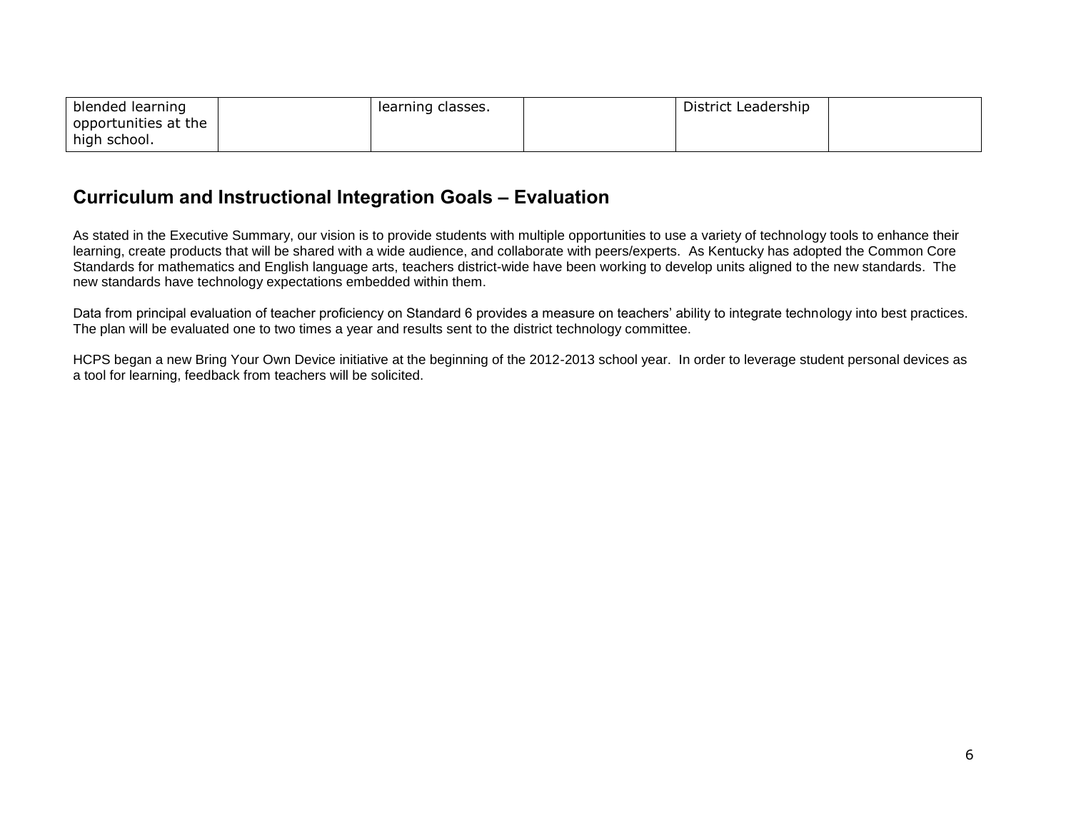| | | | | | |
|---|---|---|---|---|---|
| blended learning opportunities at the high school. | | learning classes. | | District Leadership | |

## Curriculum and Instructional Integration Goals – Evaluation

As stated in the Executive Summary, our vision is to provide students with multiple opportunities to use a variety of technology tools to enhance their learning, create products that will be shared with a wide audience, and collaborate with peers/experts. As Kentucky has adopted the Common Core Standards for mathematics and English language arts, teachers district-wide have been working to develop units aligned to the new standards. The new standards have technology expectations embedded within them.

Data from principal evaluation of teacher proficiency on Standard 6 provides a measure on teachers' ability to integrate technology into best practices. The plan will be evaluated one to two times a year and results sent to the district technology committee.

HCPS began a new Bring Your Own Device initiative at the beginning of the 2012-2013 school year. In order to leverage student personal devices as a tool for learning, feedback from teachers will be solicited.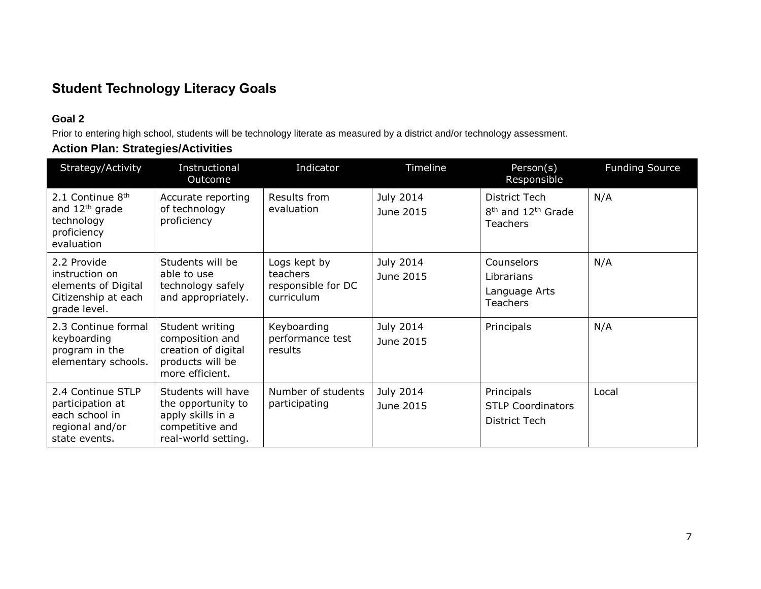## Student Technology Literacy Goals

### Goal 2

Prior to entering high school, students will be technology literate as measured by a district and/or technology assessment.

### Action Plan: Strategies/Activities

| Strategy/Activity | Instructional Outcome | Indicator | Timeline | Person(s) Responsible | Funding Source |
|---|---|---|---|---|---|
| 2.1 Continue 8th and 12th grade technology proficiency evaluation | Accurate reporting of technology proficiency | Results from evaluation | July 2014<br>June 2015 | District Tech<br>8th and 12th Grade Teachers | N/A |
| 2.2 Provide instruction on elements of Digital Citizenship at each grade level. | Students will be able to use technology safely and appropriately. | Logs kept by teachers responsible for DC curriculum | July 2014<br>June 2015 | Counselors<br>Librarians<br>Language Arts Teachers | N/A |
| 2.3 Continue formal keyboarding program in the elementary schools. | Student writing composition and creation of digital products will be more efficient. | Keyboarding performance test results | July 2014<br>June 2015 | Principals | N/A |
| 2.4 Continue STLP participation at each school in regional and/or state events. | Students will have the opportunity to apply skills in a competitive and real-world setting. | Number of students participating | July 2014<br>June 2015 | Principals<br>STLP Coordinators<br>District Tech | Local |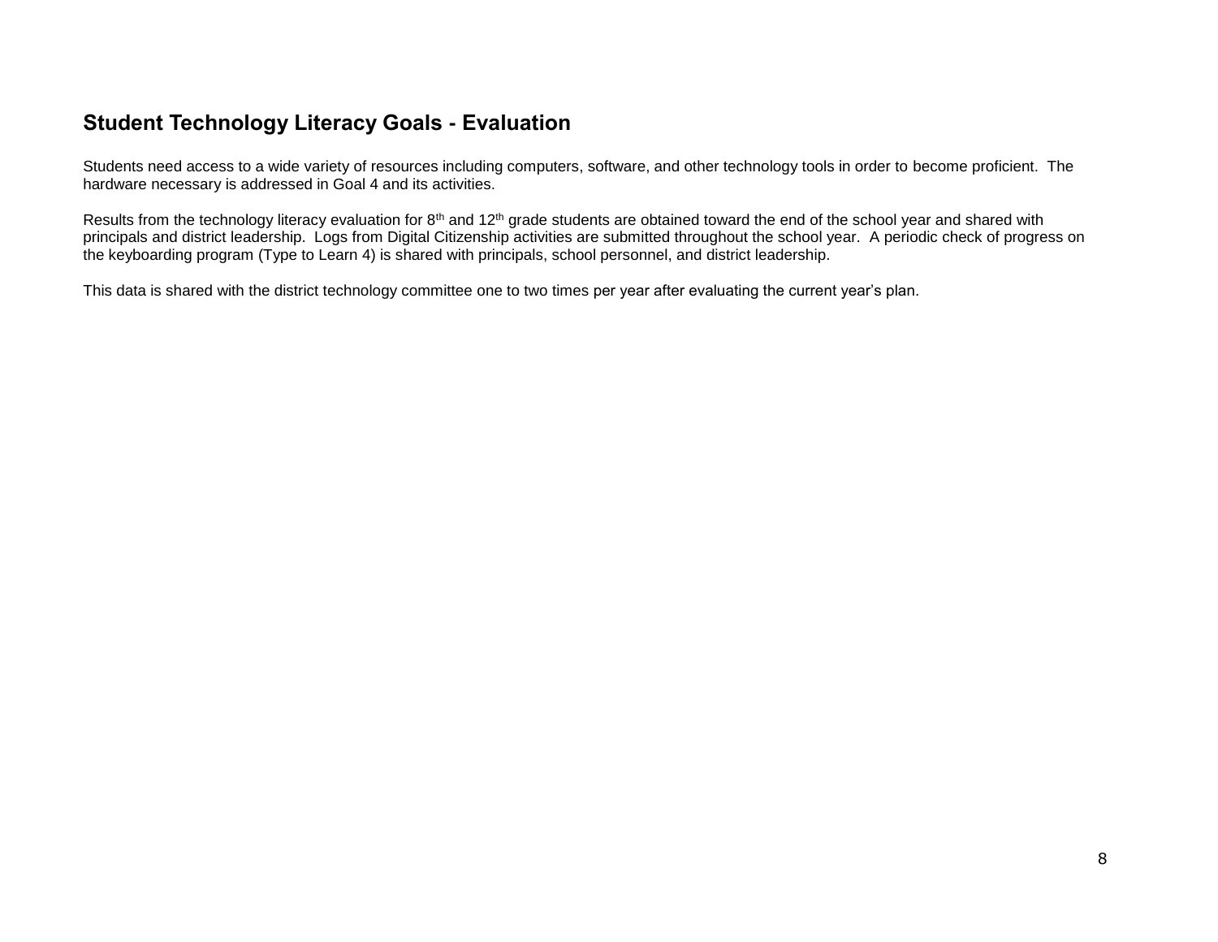## Student Technology Literacy Goals - Evaluation

Students need access to a wide variety of resources including computers, software, and other technology tools in order to become proficient. The hardware necessary is addressed in Goal 4 and its activities.

Results from the technology literacy evaluation for 8th and 12th grade students are obtained toward the end of the school year and shared with principals and district leadership. Logs from Digital Citizenship activities are submitted throughout the school year. A periodic check of progress on the keyboarding program (Type to Learn 4) is shared with principals, school personnel, and district leadership.

This data is shared with the district technology committee one to two times per year after evaluating the current year's plan.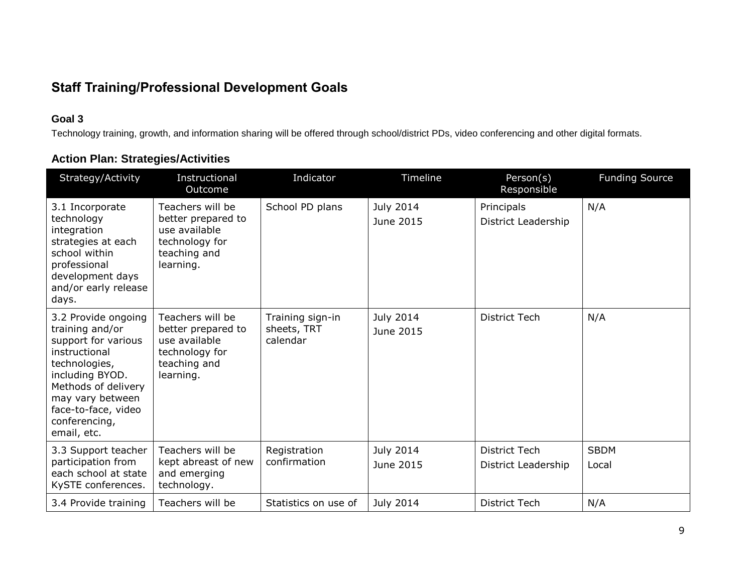## Staff Training/Professional Development Goals

### Goal 3

Technology training, growth, and information sharing will be offered through school/district PDs, video conferencing and other digital formats.

### Action Plan: Strategies/Activities

| Strategy/Activity | Instructional Outcome | Indicator | Timeline | Person(s) Responsible | Funding Source |
|---|---|---|---|---|---|
| 3.1 Incorporate technology integration strategies at each school within professional development days and/or early release days. | Teachers will be better prepared to use available technology for teaching and learning. | School PD plans | July 2014<br>June 2015 | Principals<br>District Leadership | N/A |
| 3.2 Provide ongoing training and/or support for various instructional technologies, including BYOD. Methods of delivery may vary between face-to-face, video conferencing, email, etc. | Teachers will be better prepared to use available technology for teaching and learning. | Training sign-in sheets, TRT calendar | July 2014<br>June 2015 | District Tech | N/A |
| 3.3 Support teacher participation from each school at state KySTE conferences. | Teachers will be kept abreast of new and emerging technology. | Registration confirmation | July 2014<br>June 2015 | District Tech<br>District Leadership | SBDM<br>Local |
| 3.4 Provide training | Teachers will be | Statistics on use of | July 2014 | District Tech | N/A |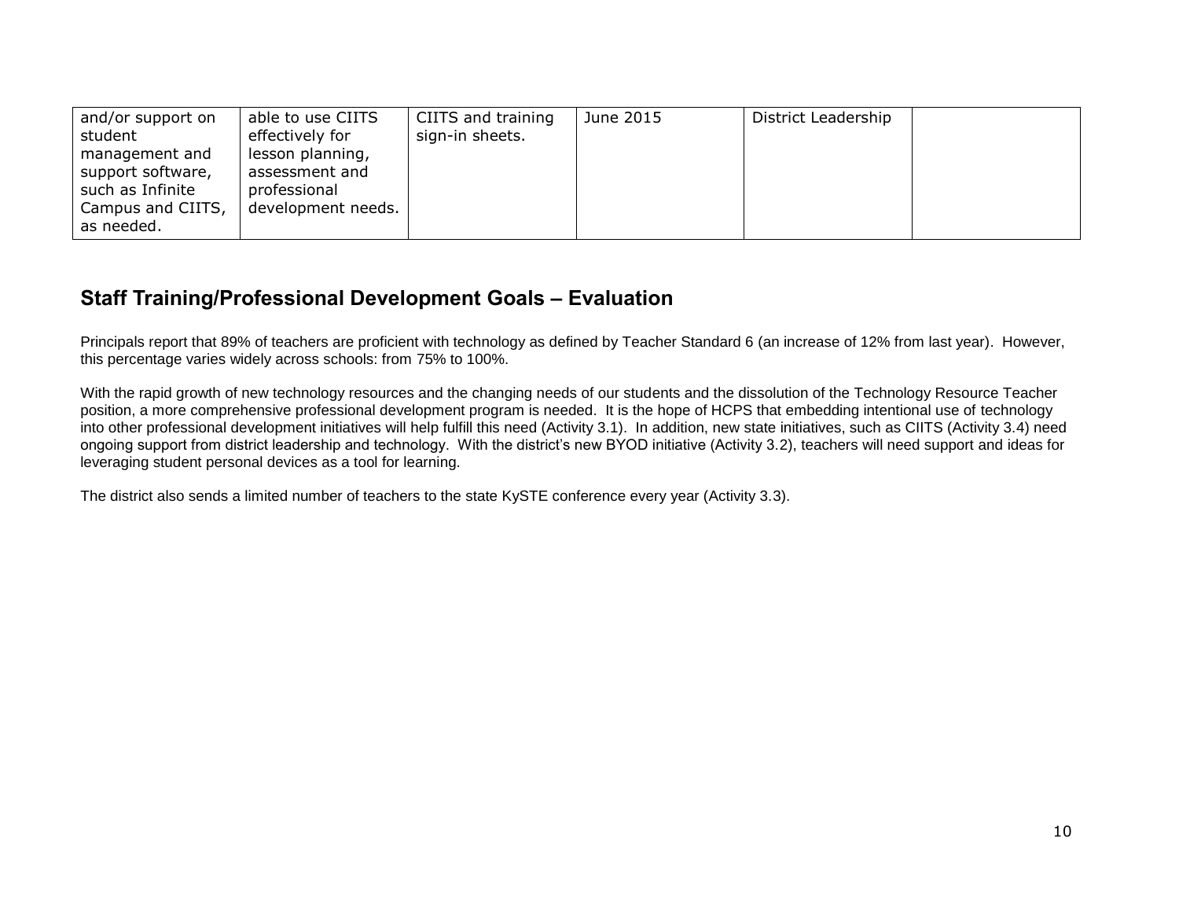| | | | | | |
|---|---|---|---|---|---|
| and/or support on student management and support software, such as Infinite Campus and CIITS, as needed. | able to use CIITS effectively for lesson planning, assessment and professional development needs. | CIITS and training sign-in sheets. | June 2015 | District Leadership | |

## Staff Training/Professional Development Goals – Evaluation

Principals report that 89% of teachers are proficient with technology as defined by Teacher Standard 6 (an increase of 12% from last year). However, this percentage varies widely across schools: from 75% to 100%.

With the rapid growth of new technology resources and the changing needs of our students and the dissolution of the Technology Resource Teacher position, a more comprehensive professional development program is needed. It is the hope of HCPS that embedding intentional use of technology into other professional development initiatives will help fulfill this need (Activity 3.1). In addition, new state initiatives, such as CIITS (Activity 3.4) need ongoing support from district leadership and technology. With the district's new BYOD initiative (Activity 3.2), teachers will need support and ideas for leveraging student personal devices as a tool for learning.

The district also sends a limited number of teachers to the state KySTE conference every year (Activity 3.3).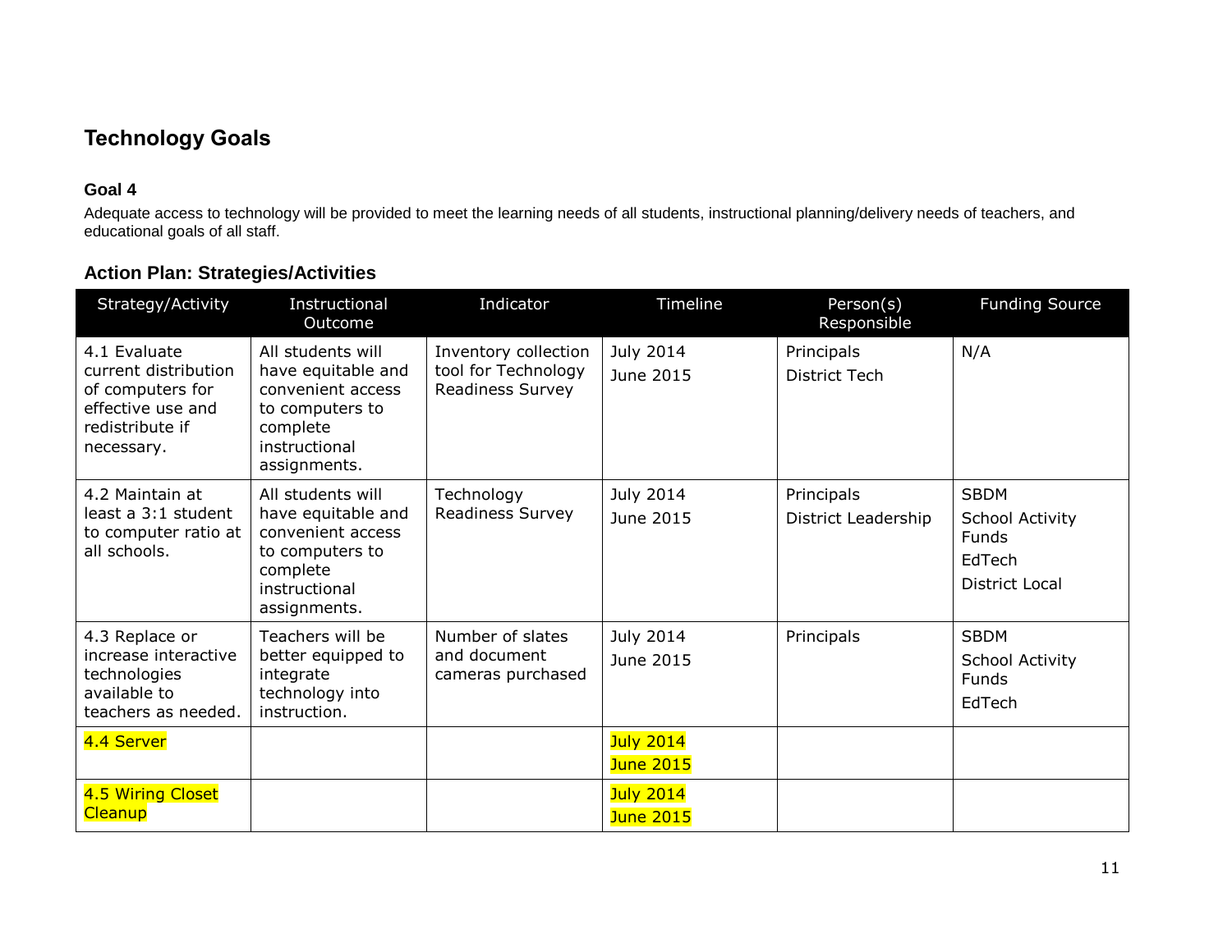## Technology Goals

### Goal 4

Adequate access to technology will be provided to meet the learning needs of all students, instructional planning/delivery needs of teachers, and educational goals of all staff.

### Action Plan: Strategies/Activities

| Strategy/Activity | Instructional Outcome | Indicator | Timeline | Person(s) Responsible | Funding Source |
|---|---|---|---|---|---|
| 4.1 Evaluate current distribution of computers for effective use and redistribute if necessary. | All students will have equitable and convenient access to computers to complete instructional assignments. | Inventory collection tool for Technology Readiness Survey | July 2014<br>June 2015 | Principals<br>District Tech | N/A |
| 4.2 Maintain at least a 3:1 student to computer ratio at all schools. | All students will have equitable and convenient access to computers to complete instructional assignments. | Technology Readiness Survey | July 2014<br>June 2015 | Principals<br>District Leadership | SBDM<br>School Activity Funds<br>EdTech<br>District Local |
| 4.3 Replace or increase interactive technologies available to teachers as needed. | Teachers will be better equipped to integrate technology into instruction. | Number of slates and document cameras purchased | July 2014<br>June 2015 | Principals | SBDM<br>School Activity Funds<br>EdTech |
| 4.4 Server | | | July 2014<br>June 2015 | | |
| 4.5 Wiring Closet Cleanup | | | July 2014<br>June 2015 | | |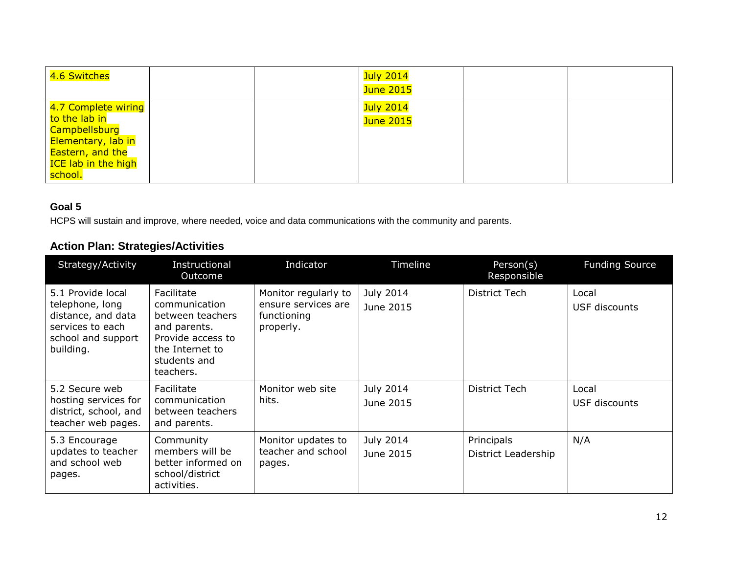| | | | | | |
|---|---|---|---|---|---|
| 4.6 Switches | | | July 2014<br>June 2015 | | |
| 4.7 Complete wiring to the lab in Campbellsburg Elementary, lab in Eastern, and the ICE lab in the high school. | | | July 2014<br>June 2015 | | |

**Goal 5**

HCPS will sustain and improve, where needed, voice and data communications with the community and parents.

### Action Plan: Strategies/Activities

| Strategy/Activity | Instructional Outcome | Indicator | Timeline | Person(s) Responsible | Funding Source |
|---|---|---|---|---|---|
| 5.1 Provide local telephone, long distance, and data services to each school and support building. | Facilitate communication between teachers and parents. Provide access to the Internet to students and teachers. | Monitor regularly to ensure services are functioning properly. | July 2014<br>June 2015 | District Tech | Local<br>USF discounts |
| 5.2 Secure web hosting services for district, school, and teacher web pages. | Facilitate communication between teachers and parents. | Monitor web site hits. | July 2014<br>June 2015 | District Tech | Local<br>USF discounts |
| 5.3 Encourage updates to teacher and school web pages. | Community members will be better informed on school/district activities. | Monitor updates to teacher and school pages. | July 2014<br>June 2015 | Principals<br>District Leadership | N/A |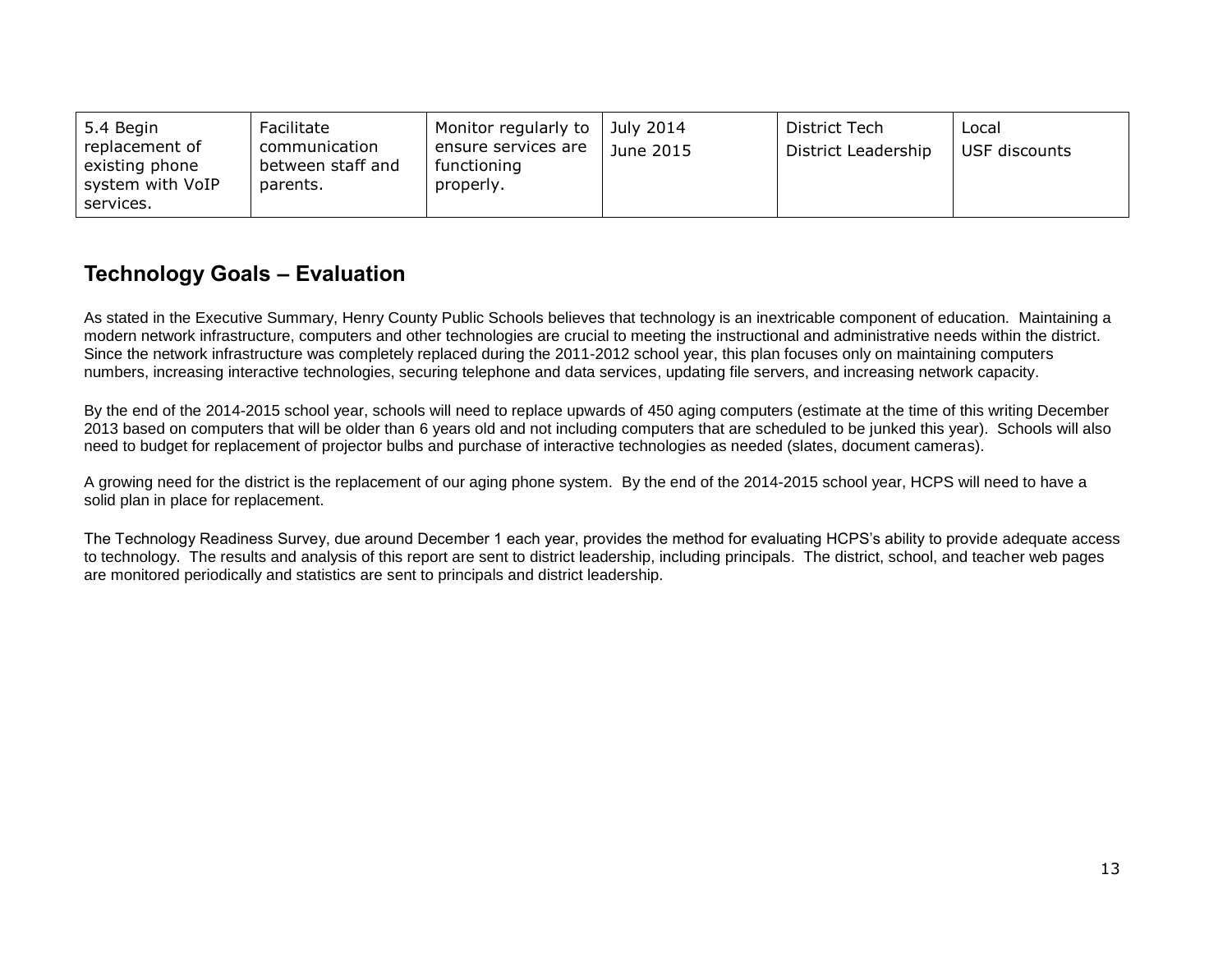| 5.4 Begin replacement of existing phone system with VoIP services. | Facilitate communication between staff and parents. | Monitor regularly to ensure services are functioning properly. | July 2014<br>June 2015 | District Tech<br>District Leadership | Local<br>USF discounts |
|---|---|---|---|---|---|

## Technology Goals – Evaluation

As stated in the Executive Summary, Henry County Public Schools believes that technology is an inextricable component of education. Maintaining a modern network infrastructure, computers and other technologies are crucial to meeting the instructional and administrative needs within the district. Since the network infrastructure was completely replaced during the 2011-2012 school year, this plan focuses only on maintaining computers numbers, increasing interactive technologies, securing telephone and data services, updating file servers, and increasing network capacity.

By the end of the 2014-2015 school year, schools will need to replace upwards of 450 aging computers (estimate at the time of this writing December 2013 based on computers that will be older than 6 years old and not including computers that are scheduled to be junked this year). Schools will also need to budget for replacement of projector bulbs and purchase of interactive technologies as needed (slates, document cameras).

A growing need for the district is the replacement of our aging phone system. By the end of the 2014-2015 school year, HCPS will need to have a solid plan in place for replacement.

The Technology Readiness Survey, due around December 1 each year, provides the method for evaluating HCPS's ability to provide adequate access to technology. The results and analysis of this report are sent to district leadership, including principals. The district, school, and teacher web pages are monitored periodically and statistics are sent to principals and district leadership.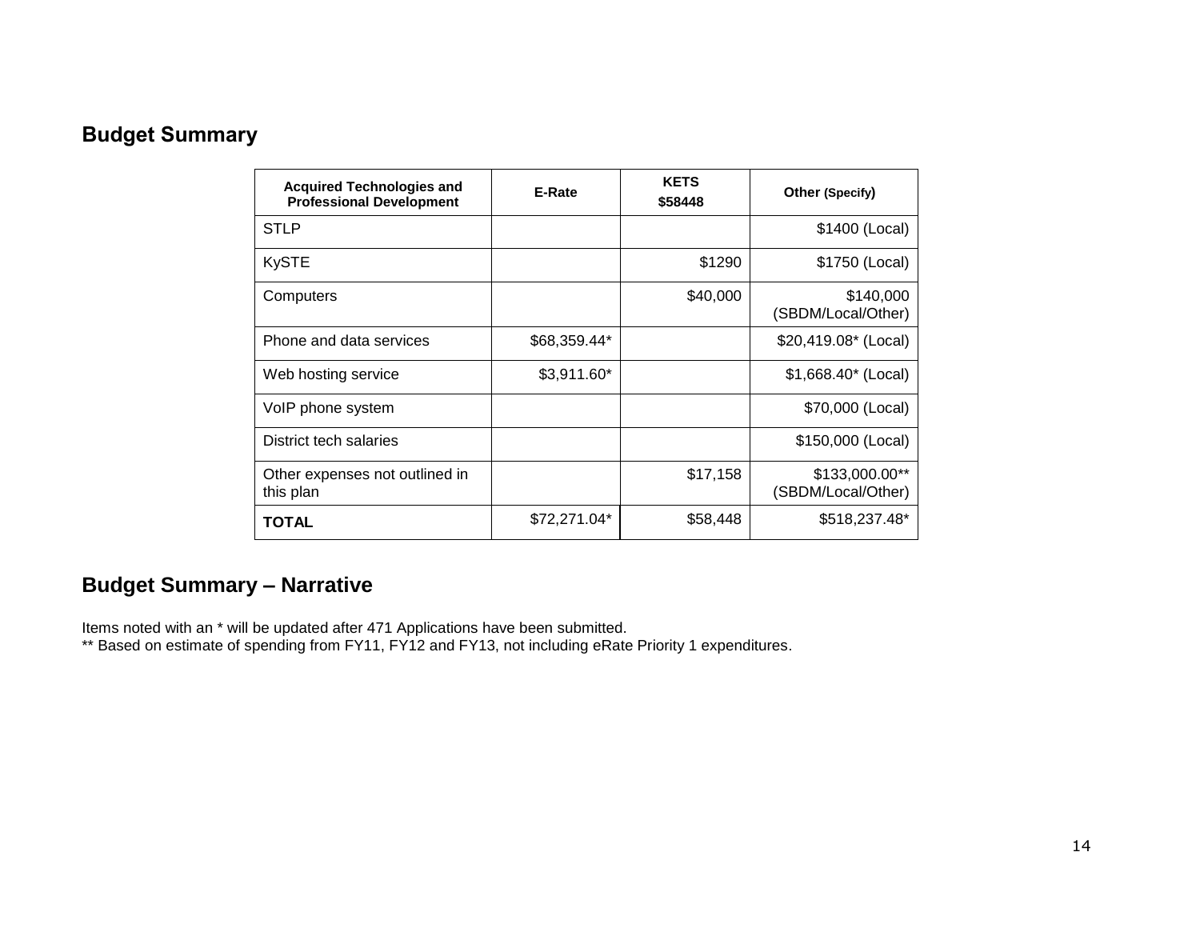## Budget Summary

| Acquired Technologies and Professional Development | E-Rate | KETS $58448 | Other (Specify) |
| --- | --- | --- | --- |
| STLP | | | $1400 (Local) |
| KySTE | | $1290 | $1750 (Local) |
| Computers | | $40,000 | $140,000 (SBDM/Local/Other) |
| Phone and data services | $68,359.44* | | $20,419.08* (Local) |
| Web hosting service | $3,911.60* | | $1,668.40* (Local) |
| VoIP phone system | | | $70,000 (Local) |
| District tech salaries | | | $150,000 (Local) |
| Other expenses not outlined in this plan | | $17,158 | $133,000.00** (SBDM/Local/Other) |
| **TOTAL** | $72,271.04* | $58,448 | $518,237.48* |

## Budget Summary – Narrative

Items noted with an * will be updated after 471 Applications have been submitted.
** Based on estimate of spending from FY11, FY12 and FY13, not including eRate Priority 1 expenditures.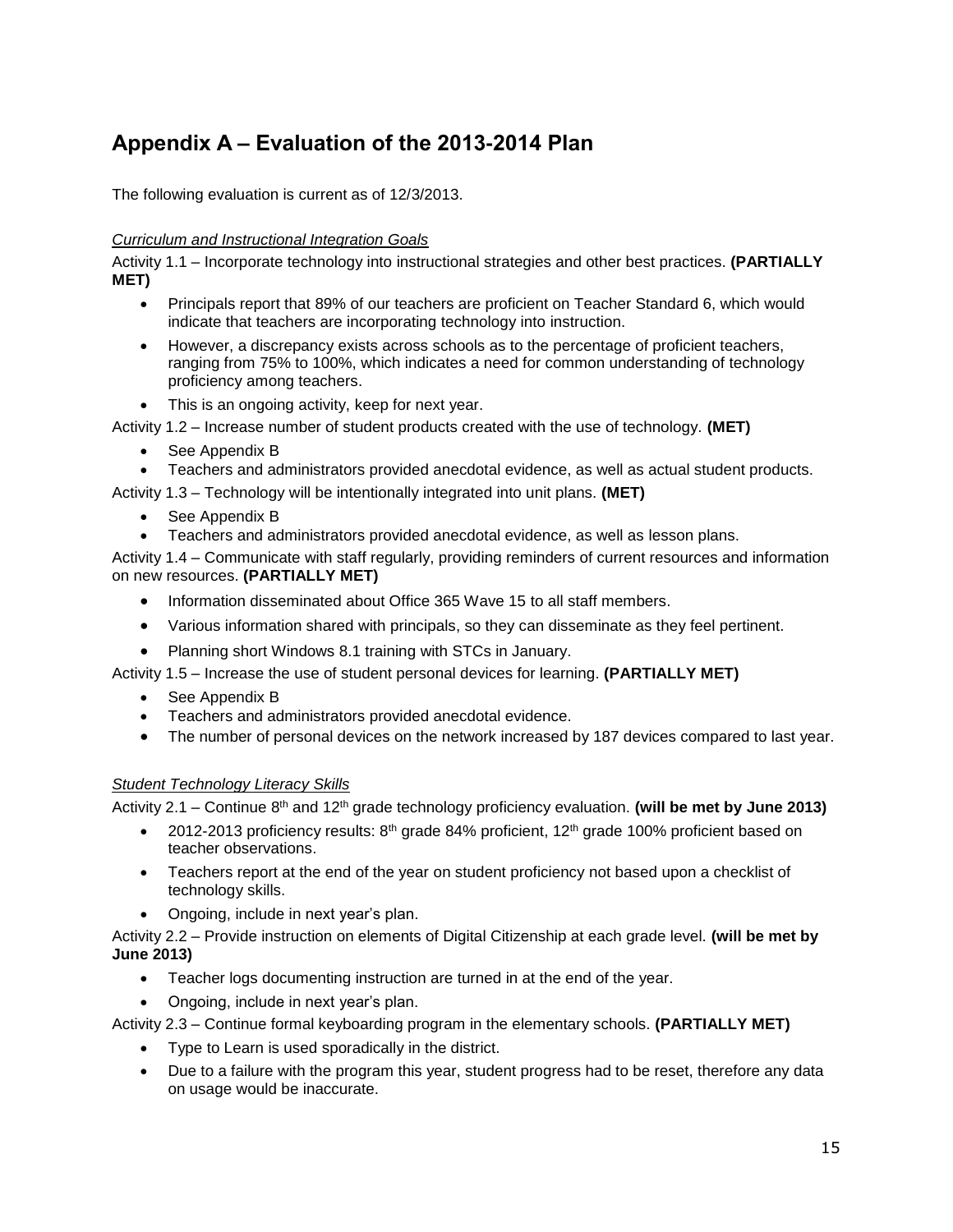# Appendix A – Evaluation of the 2013-2014 Plan

The following evaluation is current as of 12/3/2013.

*Curriculum and Instructional Integration Goals*

Activity 1.1 – Incorporate technology into instructional strategies and other best practices. **(PARTIALLY MET)**

- Principals report that 89% of our teachers are proficient on Teacher Standard 6, which would indicate that teachers are incorporating technology into instruction.
- However, a discrepancy exists across schools as to the percentage of proficient teachers, ranging from 75% to 100%, which indicates a need for common understanding of technology proficiency among teachers.
- This is an ongoing activity, keep for next year.

Activity 1.2 – Increase number of student products created with the use of technology. **(MET)**

- See Appendix B
- Teachers and administrators provided anecdotal evidence, as well as actual student products.

Activity 1.3 – Technology will be intentionally integrated into unit plans. **(MET)**

- See Appendix B
- Teachers and administrators provided anecdotal evidence, as well as lesson plans.

Activity 1.4 – Communicate with staff regularly, providing reminders of current resources and information on new resources. **(PARTIALLY MET)**

- Information disseminated about Office 365 Wave 15 to all staff members.
- Various information shared with principals, so they can disseminate as they feel pertinent.
- Planning short Windows 8.1 training with STCs in January.

Activity 1.5 – Increase the use of student personal devices for learning. **(PARTIALLY MET)**

- See Appendix B
- Teachers and administrators provided anecdotal evidence.
- The number of personal devices on the network increased by 187 devices compared to last year.

*Student Technology Literacy Skills*

Activity 2.1 – Continue 8th and 12th grade technology proficiency evaluation. **(will be met by June 2013)**

- 2012-2013 proficiency results: 8th grade 84% proficient, 12th grade 100% proficient based on teacher observations.
- Teachers report at the end of the year on student proficiency not based upon a checklist of technology skills.
- Ongoing, include in next year's plan.

Activity 2.2 – Provide instruction on elements of Digital Citizenship at each grade level. **(will be met by June 2013)**

- Teacher logs documenting instruction are turned in at the end of the year.
- Ongoing, include in next year's plan.

Activity 2.3 – Continue formal keyboarding program in the elementary schools. **(PARTIALLY MET)**

- Type to Learn is used sporadically in the district.
- Due to a failure with the program this year, student progress had to be reset, therefore any data on usage would be inaccurate.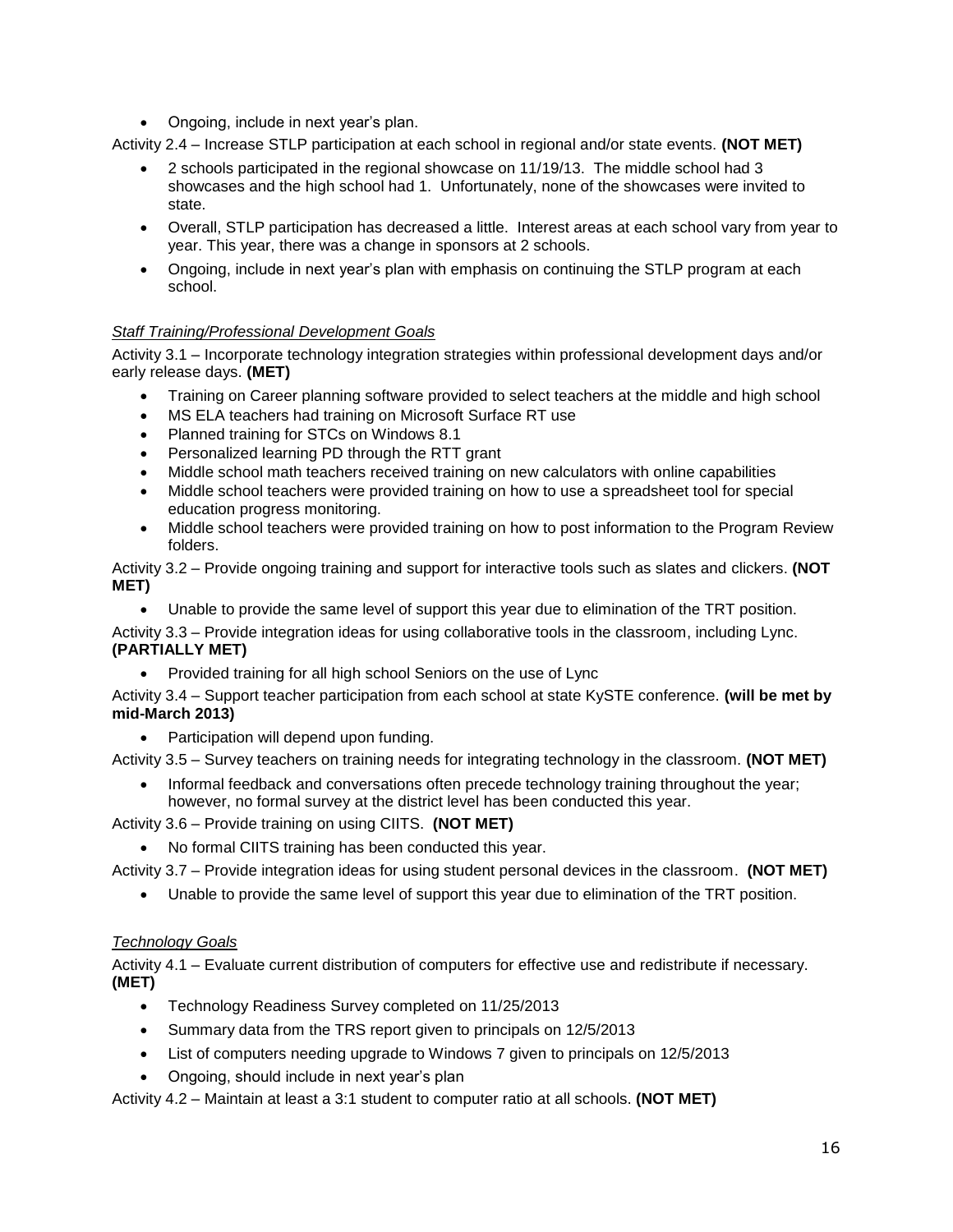- Ongoing, include in next year's plan.

Activity 2.4 – Increase STLP participation at each school in regional and/or state events. **(NOT MET)**

- 2 schools participated in the regional showcase on 11/19/13. The middle school had 3 showcases and the high school had 1. Unfortunately, none of the showcases were invited to state.
- Overall, STLP participation has decreased a little. Interest areas at each school vary from year to year. This year, there was a change in sponsors at 2 schools.
- Ongoing, include in next year's plan with emphasis on continuing the STLP program at each school.

*Staff Training/Professional Development Goals*

Activity 3.1 – Incorporate technology integration strategies within professional development days and/or early release days. **(MET)**

- Training on Career planning software provided to select teachers at the middle and high school
- MS ELA teachers had training on Microsoft Surface RT use
- Planned training for STCs on Windows 8.1
- Personalized learning PD through the RTT grant
- Middle school math teachers received training on new calculators with online capabilities
- Middle school teachers were provided training on how to use a spreadsheet tool for special education progress monitoring.
- Middle school teachers were provided training on how to post information to the Program Review folders.

Activity 3.2 – Provide ongoing training and support for interactive tools such as slates and clickers. **(NOT MET)**

- Unable to provide the same level of support this year due to elimination of the TRT position.

Activity 3.3 – Provide integration ideas for using collaborative tools in the classroom, including Lync. **(PARTIALLY MET)**

- Provided training for all high school Seniors on the use of Lync

Activity 3.4 – Support teacher participation from each school at state KySTE conference. **(will be met by mid-March 2013)**

- Participation will depend upon funding.

Activity 3.5 – Survey teachers on training needs for integrating technology in the classroom. **(NOT MET)**

- Informal feedback and conversations often precede technology training throughout the year; however, no formal survey at the district level has been conducted this year.

Activity 3.6 – Provide training on using CIITS. **(NOT MET)**

- No formal CIITS training has been conducted this year.

Activity 3.7 – Provide integration ideas for using student personal devices in the classroom. **(NOT MET)**

- Unable to provide the same level of support this year due to elimination of the TRT position.

*Technology Goals*

Activity 4.1 – Evaluate current distribution of computers for effective use and redistribute if necessary. **(MET)**

- Technology Readiness Survey completed on 11/25/2013
- Summary data from the TRS report given to principals on 12/5/2013
- List of computers needing upgrade to Windows 7 given to principals on 12/5/2013
- Ongoing, should include in next year's plan

Activity 4.2 – Maintain at least a 3:1 student to computer ratio at all schools. **(NOT MET)**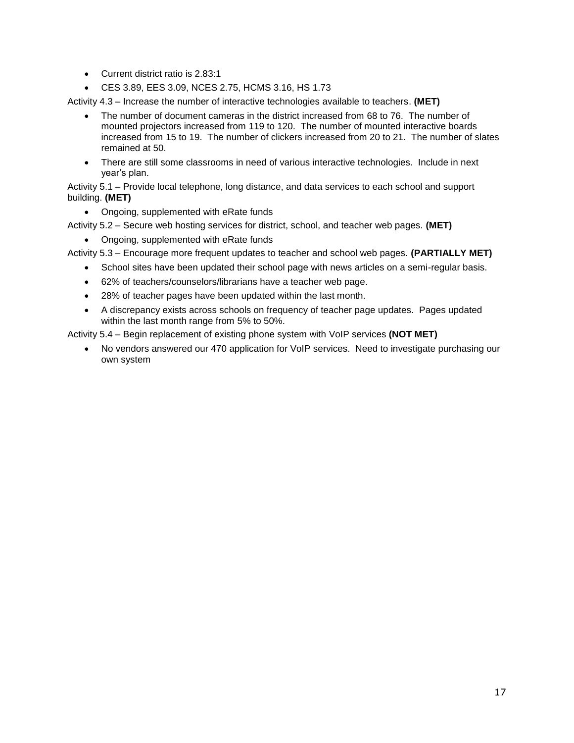- Current district ratio is 2.83:1
- CES 3.89, EES 3.09, NCES 2.75, HCMS 3.16, HS 1.73

Activity 4.3 – Increase the number of interactive technologies available to teachers. **(MET)**

- The number of document cameras in the district increased from 68 to 76. The number of mounted projectors increased from 119 to 120. The number of mounted interactive boards increased from 15 to 19. The number of clickers increased from 20 to 21. The number of slates remained at 50.
- There are still some classrooms in need of various interactive technologies. Include in next year's plan.

Activity 5.1 – Provide local telephone, long distance, and data services to each school and support building. **(MET)**

- Ongoing, supplemented with eRate funds

Activity 5.2 – Secure web hosting services for district, school, and teacher web pages. **(MET)**

- Ongoing, supplemented with eRate funds

Activity 5.3 – Encourage more frequent updates to teacher and school web pages. **(PARTIALLY MET)**

- School sites have been updated their school page with news articles on a semi-regular basis.
- 62% of teachers/counselors/librarians have a teacher web page.
- 28% of teacher pages have been updated within the last month.
- A discrepancy exists across schools on frequency of teacher page updates. Pages updated within the last month range from 5% to 50%.

Activity 5.4 – Begin replacement of existing phone system with VoIP services **(NOT MET)**

- No vendors answered our 470 application for VoIP services. Need to investigate purchasing our own system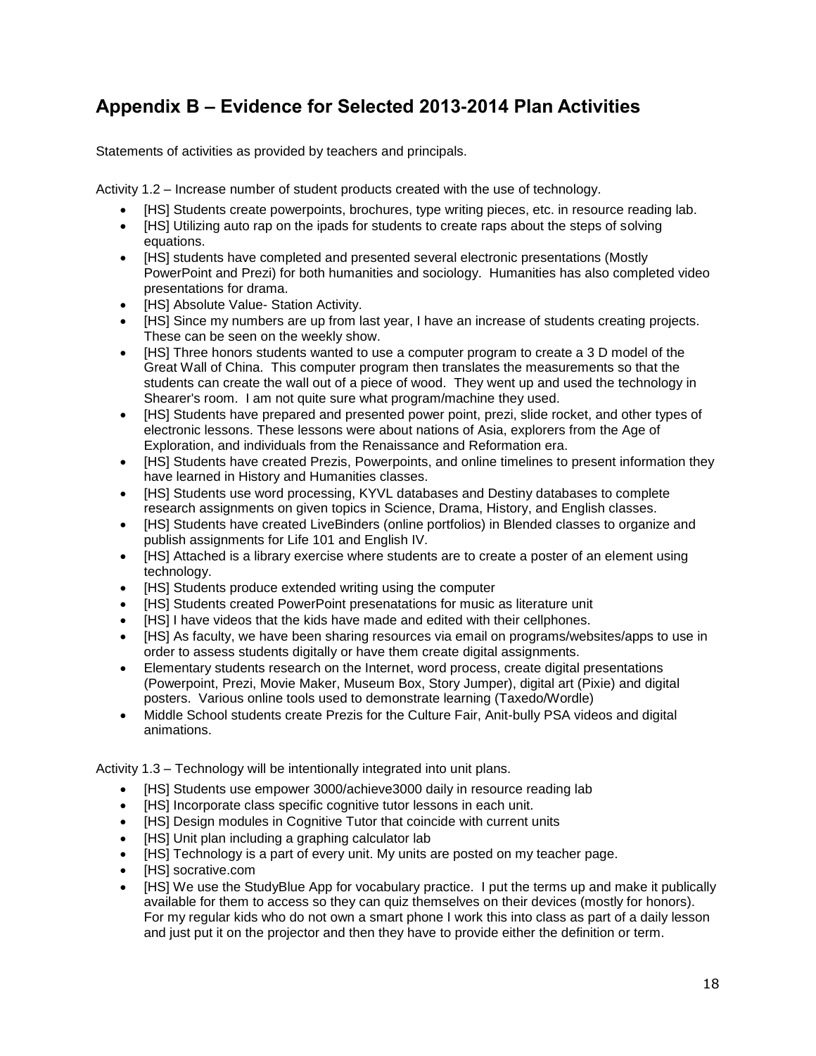## Appendix B – Evidence for Selected 2013-2014 Plan Activities

Statements of activities as provided by teachers and principals.

Activity 1.2 – Increase number of student products created with the use of technology.

- [HS] Students create powerpoints, brochures, type writing pieces, etc. in resource reading lab.
- [HS] Utilizing auto rap on the ipads for students to create raps about the steps of solving equations.
- [HS] students have completed and presented several electronic presentations (Mostly PowerPoint and Prezi) for both humanities and sociology. Humanities has also completed video presentations for drama.
- [HS] Absolute Value- Station Activity.
- [HS] Since my numbers are up from last year, I have an increase of students creating projects. These can be seen on the weekly show.
- [HS] Three honors students wanted to use a computer program to create a 3 D model of the Great Wall of China. This computer program then translates the measurements so that the students can create the wall out of a piece of wood. They went up and used the technology in Shearer's room. I am not quite sure what program/machine they used.
- [HS] Students have prepared and presented power point, prezi, slide rocket, and other types of electronic lessons. These lessons were about nations of Asia, explorers from the Age of Exploration, and individuals from the Renaissance and Reformation era.
- [HS] Students have created Prezis, Powerpoints, and online timelines to present information they have learned in History and Humanities classes.
- [HS] Students use word processing, KYVL databases and Destiny databases to complete research assignments on given topics in Science, Drama, History, and English classes.
- [HS] Students have created LiveBinders (online portfolios) in Blended classes to organize and publish assignments for Life 101 and English IV.
- [HS] Attached is a library exercise where students are to create a poster of an element using technology.
- [HS] Students produce extended writing using the computer
- [HS] Students created PowerPoint presenatations for music as literature unit
- [HS] I have videos that the kids have made and edited with their cellphones.
- [HS] As faculty, we have been sharing resources via email on programs/websites/apps to use in order to assess students digitally or have them create digital assignments.
- Elementary students research on the Internet, word process, create digital presentations (Powerpoint, Prezi, Movie Maker, Museum Box, Story Jumper), digital art (Pixie) and digital posters. Various online tools used to demonstrate learning (Taxedo/Wordle)
- Middle School students create Prezis for the Culture Fair, Anit-bully PSA videos and digital animations.

Activity 1.3 – Technology will be intentionally integrated into unit plans.

- [HS] Students use empower 3000/achieve3000 daily in resource reading lab
- [HS] Incorporate class specific cognitive tutor lessons in each unit.
- [HS] Design modules in Cognitive Tutor that coincide with current units
- [HS] Unit plan including a graphing calculator lab
- [HS] Technology is a part of every unit. My units are posted on my teacher page.
- [HS] socrative.com
- [HS] We use the StudyBlue App for vocabulary practice. I put the terms up and make it publically available for them to access so they can quiz themselves on their devices (mostly for honors). For my regular kids who do not own a smart phone I work this into class as part of a daily lesson and just put it on the projector and then they have to provide either the definition or term.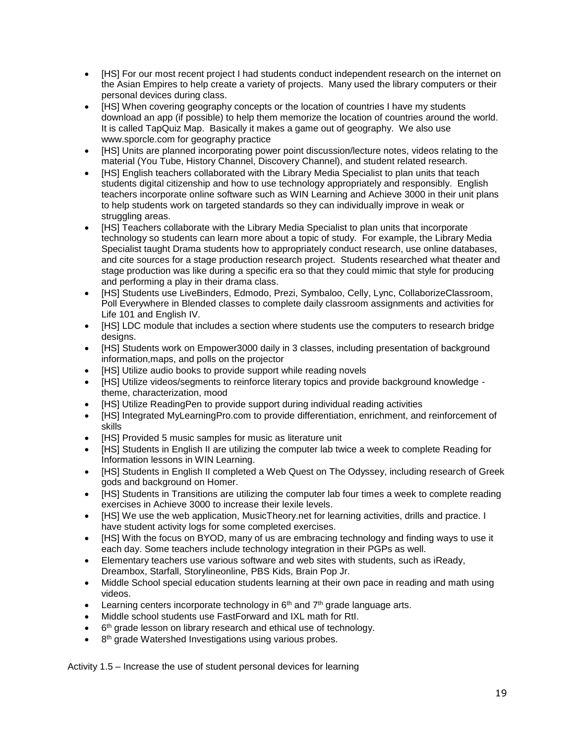- [HS] For our most recent project I had students conduct independent research on the internet on the Asian Empires to help create a variety of projects. Many used the library computers or their personal devices during class.
- [HS] When covering geography concepts or the location of countries I have my students download an app (if possible) to help them memorize the location of countries around the world. It is called TapQuiz Map. Basically it makes a game out of geography. We also use www.sporcle.com for geography practice
- [HS] Units are planned incorporating power point discussion/lecture notes, videos relating to the material (You Tube, History Channel, Discovery Channel), and student related research.
- [HS] English teachers collaborated with the Library Media Specialist to plan units that teach students digital citizenship and how to use technology appropriately and responsibly. English teachers incorporate online software such as WIN Learning and Achieve 3000 in their unit plans to help students work on targeted standards so they can individually improve in weak or struggling areas.
- [HS] Teachers collaborate with the Library Media Specialist to plan units that incorporate technology so students can learn more about a topic of study. For example, the Library Media Specialist taught Drama students how to appropriately conduct research, use online databases, and cite sources for a stage production research project. Students researched what theater and stage production was like during a specific era so that they could mimic that style for producing and performing a play in their drama class.
- [HS] Students use LiveBinders, Edmodo, Prezi, Symbaloo, Celly, Lync, CollaborizeClassroom, Poll Everywhere in Blended classes to complete daily classroom assignments and activities for Life 101 and English IV.
- [HS] LDC module that includes a section where students use the computers to research bridge designs.
- [HS] Students work on Empower3000 daily in 3 classes, including presentation of background information,maps, and polls on the projector
- [HS] Utilize audio books to provide support while reading novels
- [HS] Utilize videos/segments to reinforce literary topics and provide background knowledge - theme, characterization, mood
- [HS] Utilize ReadingPen to provide support during individual reading activities
- [HS] Integrated MyLearningPro.com to provide differentiation, enrichment, and reinforcement of skills
- [HS] Provided 5 music samples for music as literature unit
- [HS] Students in English II are utilizing the computer lab twice a week to complete Reading for Information lessons in WIN Learning.
- [HS] Students in English II completed a Web Quest on The Odyssey, including research of Greek gods and background on Homer.
- [HS] Students in Transitions are utilizing the computer lab four times a week to complete reading exercises in Achieve 3000 to increase their lexile levels.
- [HS] We use the web application, MusicTheory.net for learning activities, drills and practice. I have student activity logs for some completed exercises.
- [HS] With the focus on BYOD, many of us are embracing technology and finding ways to use it each day. Some teachers include technology integration in their PGPs as well.
- Elementary teachers use various software and web sites with students, such as iReady, Dreambox, Starfall, Storylineonline, PBS Kids, Brain Pop Jr.
- Middle School special education students learning at their own pace in reading and math using videos.
- Learning centers incorporate technology in 6th and 7th grade language arts.
- Middle school students use FastForward and IXL math for RtI.
- 6th grade lesson on library research and ethical use of technology.
- 8th grade Watershed Investigations using various probes.

Activity 1.5 – Increase the use of student personal devices for learning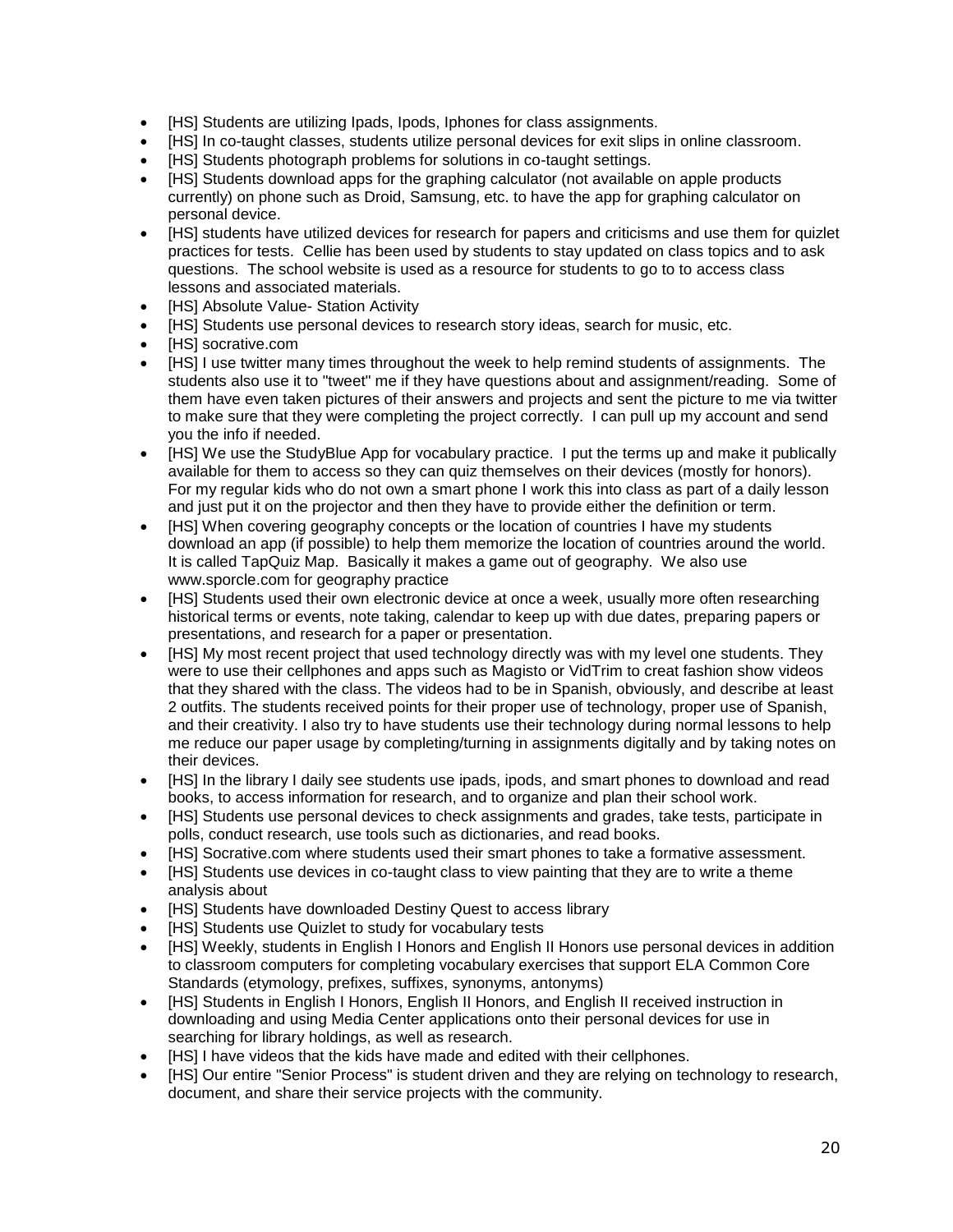- [HS] Students are utilizing Ipads, Ipods, Iphones for class assignments.
- [HS] In co-taught classes, students utilize personal devices for exit slips in online classroom.
- [HS] Students photograph problems for solutions in co-taught settings.
- [HS] Students download apps for the graphing calculator (not available on apple products currently) on phone such as Droid, Samsung, etc. to have the app for graphing calculator on personal device.
- [HS] students have utilized devices for research for papers and criticisms and use them for quizlet practices for tests. Cellie has been used by students to stay updated on class topics and to ask questions. The school website is used as a resource for students to go to to access class lessons and associated materials.
- [HS] Absolute Value- Station Activity
- [HS] Students use personal devices to research story ideas, search for music, etc.
- [HS] socrative.com
- [HS] I use twitter many times throughout the week to help remind students of assignments. The students also use it to "tweet" me if they have questions about and assignment/reading. Some of them have even taken pictures of their answers and projects and sent the picture to me via twitter to make sure that they were completing the project correctly. I can pull up my account and send you the info if needed.
- [HS] We use the StudyBlue App for vocabulary practice. I put the terms up and make it publically available for them to access so they can quiz themselves on their devices (mostly for honors). For my regular kids who do not own a smart phone I work this into class as part of a daily lesson and just put it on the projector and then they have to provide either the definition or term.
- [HS] When covering geography concepts or the location of countries I have my students download an app (if possible) to help them memorize the location of countries around the world. It is called TapQuiz Map. Basically it makes a game out of geography. We also use www.sporcle.com for geography practice
- [HS] Students used their own electronic device at once a week, usually more often researching historical terms or events, note taking, calendar to keep up with due dates, preparing papers or presentations, and research for a paper or presentation.
- [HS] My most recent project that used technology directly was with my level one students. They were to use their cellphones and apps such as Magisto or VidTrim to creat fashion show videos that they shared with the class. The videos had to be in Spanish, obviously, and describe at least 2 outfits. The students received points for their proper use of technology, proper use of Spanish, and their creativity. I also try to have students use their technology during normal lessons to help me reduce our paper usage by completing/turning in assignments digitally and by taking notes on their devices.
- [HS] In the library I daily see students use ipads, ipods, and smart phones to download and read books, to access information for research, and to organize and plan their school work.
- [HS] Students use personal devices to check assignments and grades, take tests, participate in polls, conduct research, use tools such as dictionaries, and read books.
- [HS] Socrative.com where students used their smart phones to take a formative assessment.
- [HS] Students use devices in co-taught class to view painting that they are to write a theme analysis about
- [HS] Students have downloaded Destiny Quest to access library
- [HS] Students use Quizlet to study for vocabulary tests
- [HS] Weekly, students in English I Honors and English II Honors use personal devices in addition to classroom computers for completing vocabulary exercises that support ELA Common Core Standards (etymology, prefixes, suffixes, synonyms, antonyms)
- [HS] Students in English I Honors, English II Honors, and English II received instruction in downloading and using Media Center applications onto their personal devices for use in searching for library holdings, as well as research.
- [HS] I have videos that the kids have made and edited with their cellphones.
- [HS] Our entire "Senior Process" is student driven and they are relying on technology to research, document, and share their service projects with the community.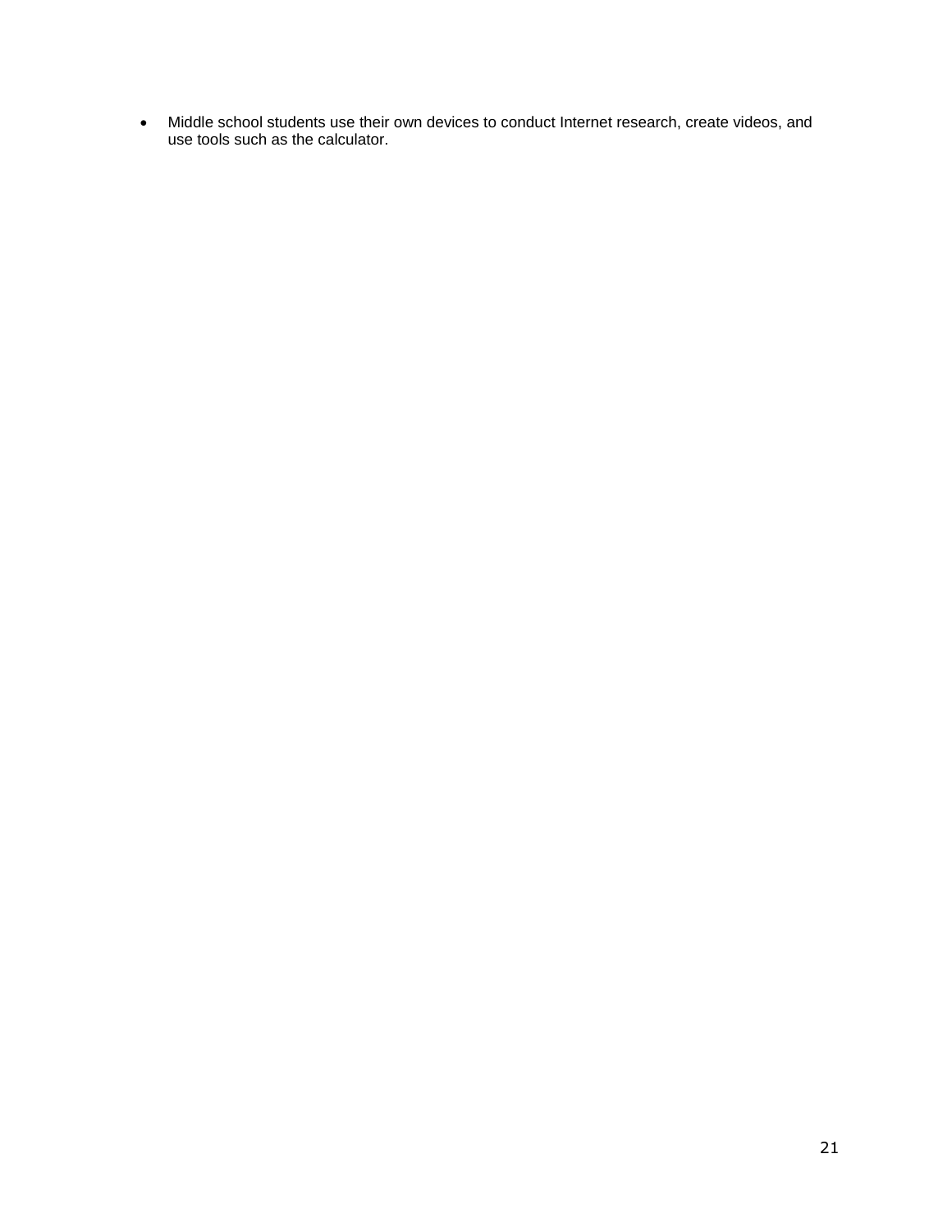- Middle school students use their own devices to conduct Internet research, create videos, and use tools such as the calculator.